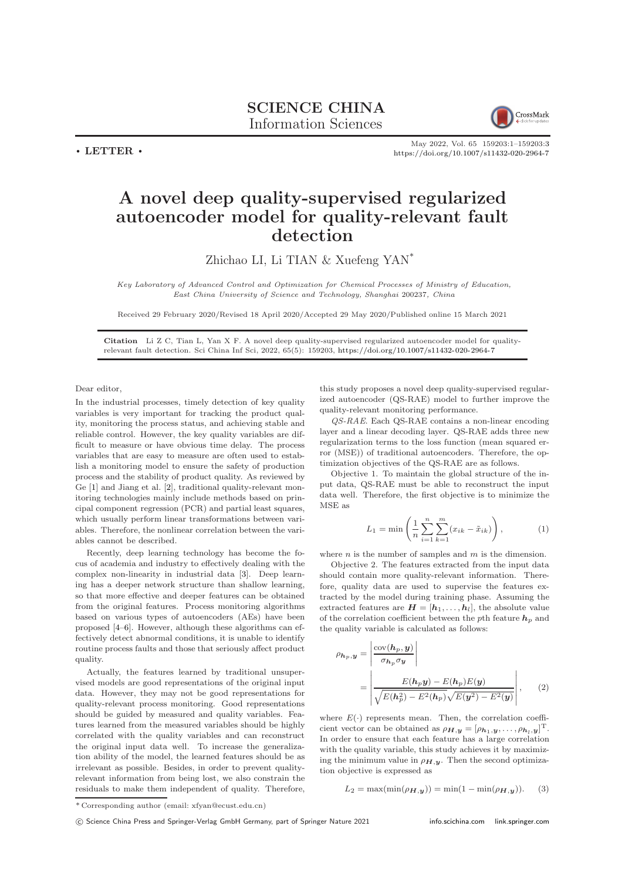**SCIENCE CHINA**
Information Sciences

• **LETTER** •

May 2022, Vol. 65 159203:1–159203:3
https://doi.org/10.1007/s11432-020-2964-7

# A novel deep quality-supervised regularized autoencoder model for quality-relevant fault detection

Zhichao LI, Li TIAN & Xuefeng YAN*

*Key Laboratory of Advanced Control and Optimization for Chemical Processes of Ministry of Education, East China University of Science and Technology, Shanghai 200237, China*

Received 29 February 2020/Revised 18 April 2020/Accepted 29 May 2020/Published online 15 March 2021

**Citation** Li Z C, Tian L, Yan X F. A novel deep quality-supervised regularized autoencoder model for quality-relevant fault detection. Sci China Inf Sci, 2022, 65(5): 159203, https://doi.org/10.1007/s11432-020-2964-7

Dear editor,

In the industrial processes, timely detection of key quality variables is very important for tracking the product quality, monitoring the process status, and achieving stable and reliable control. However, the key quality variables are difficult to measure or have obvious time delay. The process variables that are easy to measure are often used to establish a monitoring model to ensure the safety of production process and the stability of product quality. As reviewed by Ge [1] and Jiang et al. [2], traditional quality-relevant monitoring technologies mainly include methods based on principal component regression (PCR) and partial least squares, which usually perform linear transformations between variables. Therefore, the nonlinear correlation between the variables cannot be described.

Recently, deep learning technology has become the focus of academia and industry to effectively dealing with the complex non-linearity in industrial data [3]. Deep learning has a deeper network structure than shallow learning, so that more effective and deeper features can be obtained from the original features. Process monitoring algorithms based on various types of autoencoders (AEs) have been proposed [4–6]. However, although these algorithms can effectively detect abnormal conditions, it is unable to identify routine process faults and those that seriously affect product quality.

Actually, the features learned by traditional unsupervised models are good representations of the original input data. However, they may not be good representations for quality-relevant process monitoring. Good representations should be guided by measured and quality variables. Features learned from the measured variables should be highly correlated with the quality variables and can reconstruct the original input data well. To increase the generalization ability of the model, the learned features should be as irrelevant as possible. Besides, in order to prevent quality-relevant information from being lost, we also constrain the residuals to make them independent of quality. Therefore, this study proposes a novel deep quality-supervised regularized autoencoder (QS-RAE) model to further improve the quality-relevant monitoring performance.

*QS-RAE.* Each QS-RAE contains a non-linear encoding layer and a linear decoding layer. QS-RAE adds three new regularization terms to the loss function (mean squared error (MSE)) of traditional autoencoders. Therefore, the optimization objectives of the QS-RAE are as follows.

Objective 1. To maintain the global structure of the input data, QS-RAE must be able to reconstruct the input data well. Therefore, the first objective is to minimize the MSE as

$$L_1 = \min\left(\frac{1}{n}\sum_{i=1}^{n}\sum_{k=1}^{m}(x_{ik} - \tilde{x}_{ik})\right), \tag{1}$$

where $n$ is the number of samples and $m$ is the dimension.

Objective 2. The features extracted from the input data should contain more quality-relevant information. Therefore, quality data are used to supervise the features extracted by the model during training phase. Assuming the extracted features are $\boldsymbol{H} = [\boldsymbol{h}_1, \ldots, \boldsymbol{h}_l]$, the absolute value of the correlation coefficient between the $p$th feature $\boldsymbol{h}_p$ and the quality variable is calculated as follows:

$$\rho_{\boldsymbol{h}_p,\boldsymbol{y}} = \left|\frac{\mathrm{cov}(\boldsymbol{h}_p, \boldsymbol{y})}{\sigma_{\boldsymbol{h}_p}\sigma_{\boldsymbol{y}}}\right| = \left|\frac{E(\boldsymbol{h}_p\boldsymbol{y}) - E(\boldsymbol{h}_p)E(\boldsymbol{y})}{\sqrt{E(\boldsymbol{h}_p^2) - E^2(\boldsymbol{h}_p)}\sqrt{E(\boldsymbol{y}^2) - E^2(\boldsymbol{y})}}\right|, \tag{2}$$

where $E(\cdot)$ represents mean. Then, the correlation coefficient vector can be obtained as $\rho_{\boldsymbol{H},\boldsymbol{y}} = [\rho_{\boldsymbol{h}_1,\boldsymbol{y}}, \ldots, \rho_{\boldsymbol{h}_l,\boldsymbol{y}}]^{\mathrm{T}}$. In order to ensure that each feature has a large correlation with the quality variable, this study achieves it by maximizing the minimum value in $\rho_{\boldsymbol{H},\boldsymbol{y}}$. Then the second optimization objective is expressed as

$$L_2 = \max(\min(\rho_{\boldsymbol{H},\boldsymbol{y}})) = \min(1 - \min(\rho_{\boldsymbol{H},\boldsymbol{y}})). \tag{3}$$

* Corresponding author (email: xfyan@ecust.edu.cn)

© Science China Press and Springer-Verlag GmbH Germany, part of Springer Nature 2021 info.scichina.com link.springer.com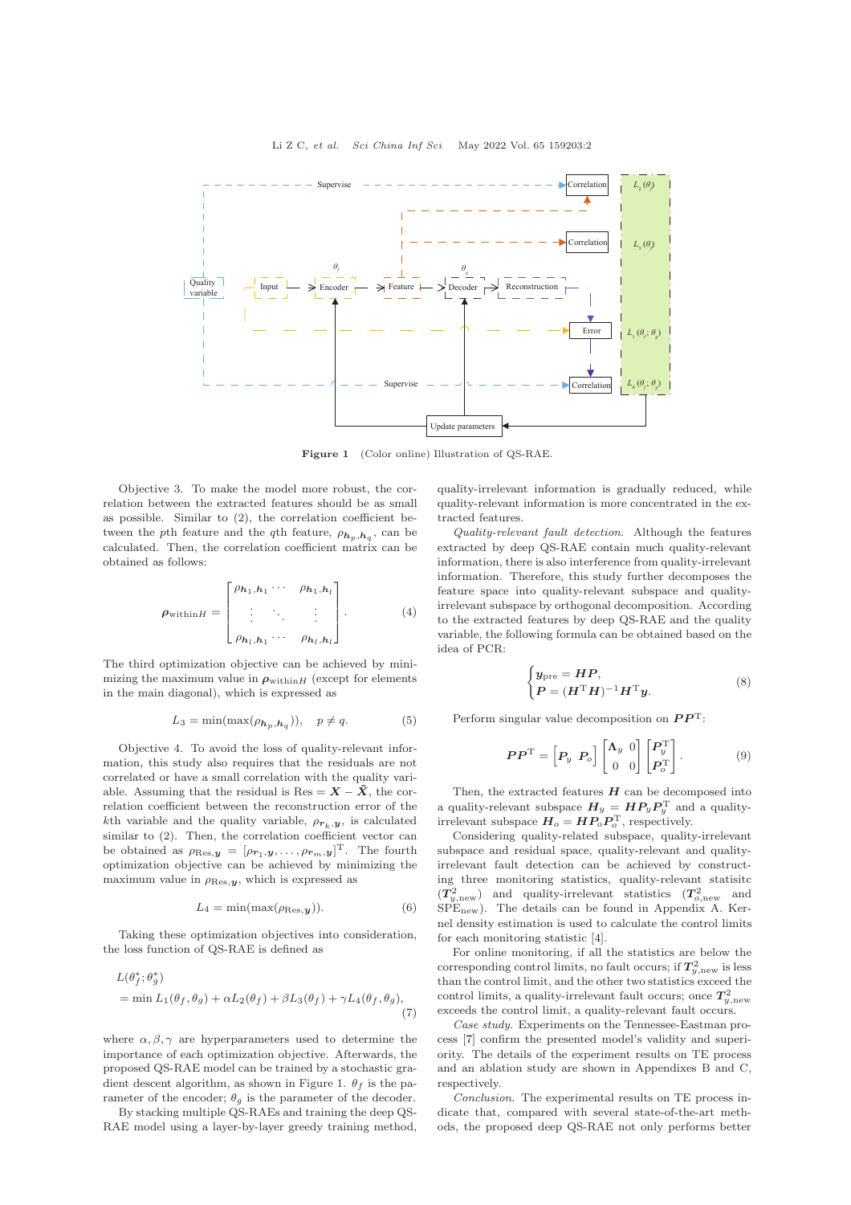Figure 1 (Color online) Illustration of QS-RAE.

Objective 3. To make the model more robust, the correlation between the extracted features should be as small as possible. Similar to (2), the correlation coefficient between the $p$th feature and the $q$th feature, $\rho_{\boldsymbol{h}_p,\boldsymbol{h}_q}$, can be calculated. Then, the correlation coefficient matrix can be obtained as follows:

$$\boldsymbol{\rho}_{\text{within}H} = \begin{bmatrix} \rho_{\boldsymbol{h}_1,\boldsymbol{h}_1} & \cdots & \rho_{\boldsymbol{h}_1,\boldsymbol{h}_l} \\ \vdots & \ddots & \vdots \\ \rho_{\boldsymbol{h}_l,\boldsymbol{h}_1} & \cdots & \rho_{\boldsymbol{h}_l,\boldsymbol{h}_l} \end{bmatrix}. \tag{4}$$

The third optimization objective can be achieved by minimizing the maximum value in $\boldsymbol{\rho}_{\text{within}H}$ (except for elements in the main diagonal), which is expressed as

$$L_3 = \min(\max(\rho_{\boldsymbol{h}_p,\boldsymbol{h}_q})), \quad p \neq q. \tag{5}$$

Objective 4. To avoid the loss of quality-relevant information, this study also requires that the residuals are not correlated or have a small correlation with the quality variable. Assuming that the residual is $\text{Res} = \boldsymbol{X} - \tilde{\boldsymbol{X}}$, the correlation coefficient between the reconstruction error of the $k$th variable and the quality variable, $\rho_{\boldsymbol{r}_k,\boldsymbol{y}}$, is calculated similar to (2). Then, the correlation coefficient vector can be obtained as $\rho_{\text{Res},\boldsymbol{y}} = [\rho_{\boldsymbol{r}_1,\boldsymbol{y}}, \ldots, \rho_{\boldsymbol{r}_m,\boldsymbol{y}}]^{\text{T}}$. The fourth optimization objective can be achieved by minimizing the maximum value in $\rho_{\text{Res},\boldsymbol{y}}$, which is expressed as

$$L_4 = \min(\max(\rho_{\text{Res},\boldsymbol{y}})). \tag{6}$$

Taking these optimization objectives into consideration, the loss function of QS-RAE is defined as

$$\begin{aligned} &L(\theta_f^*; \theta_g^*) \\ &= \min L_1(\theta_f, \theta_g) + \alpha L_2(\theta_f) + \beta L_3(\theta_f) + \gamma L_4(\theta_f, \theta_g), \end{aligned} \tag{7}$$

where $\alpha, \beta, \gamma$ are hyperparameters used to determine the importance of each optimization objective. Afterwards, the proposed QS-RAE model can be trained by a stochastic gradient descent algorithm, as shown in Figure 1. $\theta_f$ is the parameter of the encoder; $\theta_g$ is the parameter of the decoder.

By stacking multiple QS-RAEs and training the deep QS-RAE model using a layer-by-layer greedy training method, quality-irrelevant information is gradually reduced, while quality-relevant information is more concentrated in the extracted features.

*Quality-relevant fault detection.* Although the features extracted by deep QS-RAE contain much quality-relevant information, there is also interference from quality-irrelevant information. Therefore, this study further decomposes the feature space into quality-relevant subspace and quality-irrelevant subspace by orthogonal decomposition. According to the extracted features by deep QS-RAE and the quality variable, the following formula can be obtained based on the idea of PCR:

$$\begin{cases} \boldsymbol{y}_{\text{pre}} = \boldsymbol{H}\boldsymbol{P}, \\ \boldsymbol{P} = (\boldsymbol{H}^{\text{T}}\boldsymbol{H})^{-1}\boldsymbol{H}^{\text{T}}\boldsymbol{y}. \end{cases} \tag{8}$$

Perform singular value decomposition on $\boldsymbol{P}\boldsymbol{P}^{\text{T}}$:

$$\boldsymbol{P}\boldsymbol{P}^{\text{T}} = \begin{bmatrix} \boldsymbol{P}_y & \boldsymbol{P}_o \end{bmatrix} \begin{bmatrix} \boldsymbol{\Lambda}_y & 0 \\ 0 & 0 \end{bmatrix} \begin{bmatrix} \boldsymbol{P}_y^{\text{T}} \\ \boldsymbol{P}_o^{\text{T}} \end{bmatrix}. \tag{9}$$

Then, the extracted features $\boldsymbol{H}$ can be decomposed into a quality-relevant subspace $\boldsymbol{H}_y = \boldsymbol{H}\boldsymbol{P}_y\boldsymbol{P}_y^{\text{T}}$ and a quality-irrelevant subspace $\boldsymbol{H}_o = \boldsymbol{H}\boldsymbol{P}_o\boldsymbol{P}_o^{\text{T}}$, respectively.

Considering quality-related subspace, quality-irrelevant subspace and residual space, quality-relevant and quality-irrelevant fault detection can be achieved by constructing three monitoring statistics, quality-relevant statisitc ($\boldsymbol{T}^2_{y,\text{new}}$) and quality-irrelevant statistics ($\boldsymbol{T}^2_{o,\text{new}}$ and $\text{SPE}_{\text{new}}$). The details can be found in Appendix A. Kernel density estimation is used to calculate the control limits for each monitoring statistic [4].

For online monitoring, if all the statistics are below the corresponding control limits, no fault occurs; if $\boldsymbol{T}^2_{y,\text{new}}$ is less than the control limit, and the other two statistics exceed the control limits, a quality-irrelevant fault occurs; once $\boldsymbol{T}^2_{y,\text{new}}$ exceeds the control limit, a quality-relevant fault occurs.

*Case study.* Experiments on the Tennessee-Eastman process [7] confirm the presented model's validity and superiority. The details of the experiment results on TE process and an ablation study are shown in Appendixes B and C, respectively.

*Conclusion.* The experimental results on TE process indicate that, compared with several state-of-the-art methods, the proposed deep QS-RAE not only performs better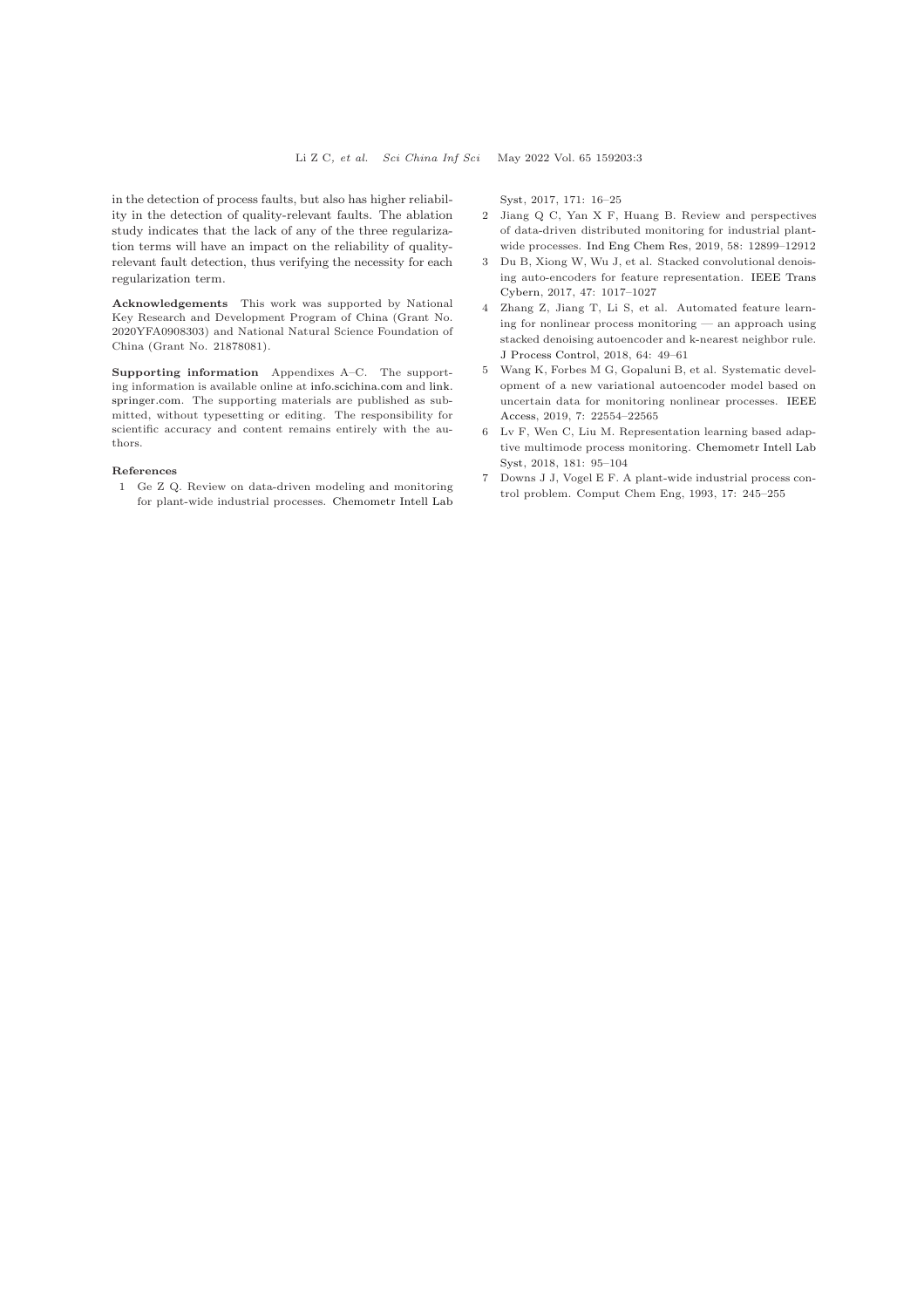in the detection of process faults, but also has higher reliability in the detection of quality-relevant faults. The ablation study indicates that the lack of any of the three regularization terms will have an impact on the reliability of quality-relevant fault detection, thus verifying the necessity for each regularization term.

**Acknowledgements** This work was supported by National Key Research and Development Program of China (Grant No. 2020YFA0908303) and National Natural Science Foundation of China (Grant No. 21878081).

**Supporting information** Appendixes A–C. The supporting information is available online at info.scichina.com and link.springer.com. The supporting materials are published as submitted, without typesetting or editing. The responsibility for scientific accuracy and content remains entirely with the authors.

**References**

1 Ge Z Q. Review on data-driven modeling and monitoring for plant-wide industrial processes. Chemometr Intell Lab Syst, 2017, 171: 16–25
2 Jiang Q C, Yan X F, Huang B. Review and perspectives of data-driven distributed monitoring for industrial plant-wide processes. Ind Eng Chem Res, 2019, 58: 12899–12912
3 Du B, Xiong W, Wu J, et al. Stacked convolutional denoising auto-encoders for feature representation. IEEE Trans Cybern, 2017, 47: 1017–1027
4 Zhang Z, Jiang T, Li S, et al. Automated feature learning for nonlinear process monitoring — an approach using stacked denoising autoencoder and k-nearest neighbor rule. J Process Control, 2018, 64: 49–61
5 Wang K, Forbes M G, Gopaluni B, et al. Systematic development of a new variational autoencoder model based on uncertain data for monitoring nonlinear processes. IEEE Access, 2019, 7: 22554–22565
6 Lv F, Wen C, Liu M. Representation learning based adaptive multimode process monitoring. Chemometr Intell Lab Syst, 2018, 181: 95–104
7 Downs J J, Vogel E F. A plant-wide industrial process control problem. Comput Chem Eng, 1993, 17: 245–255